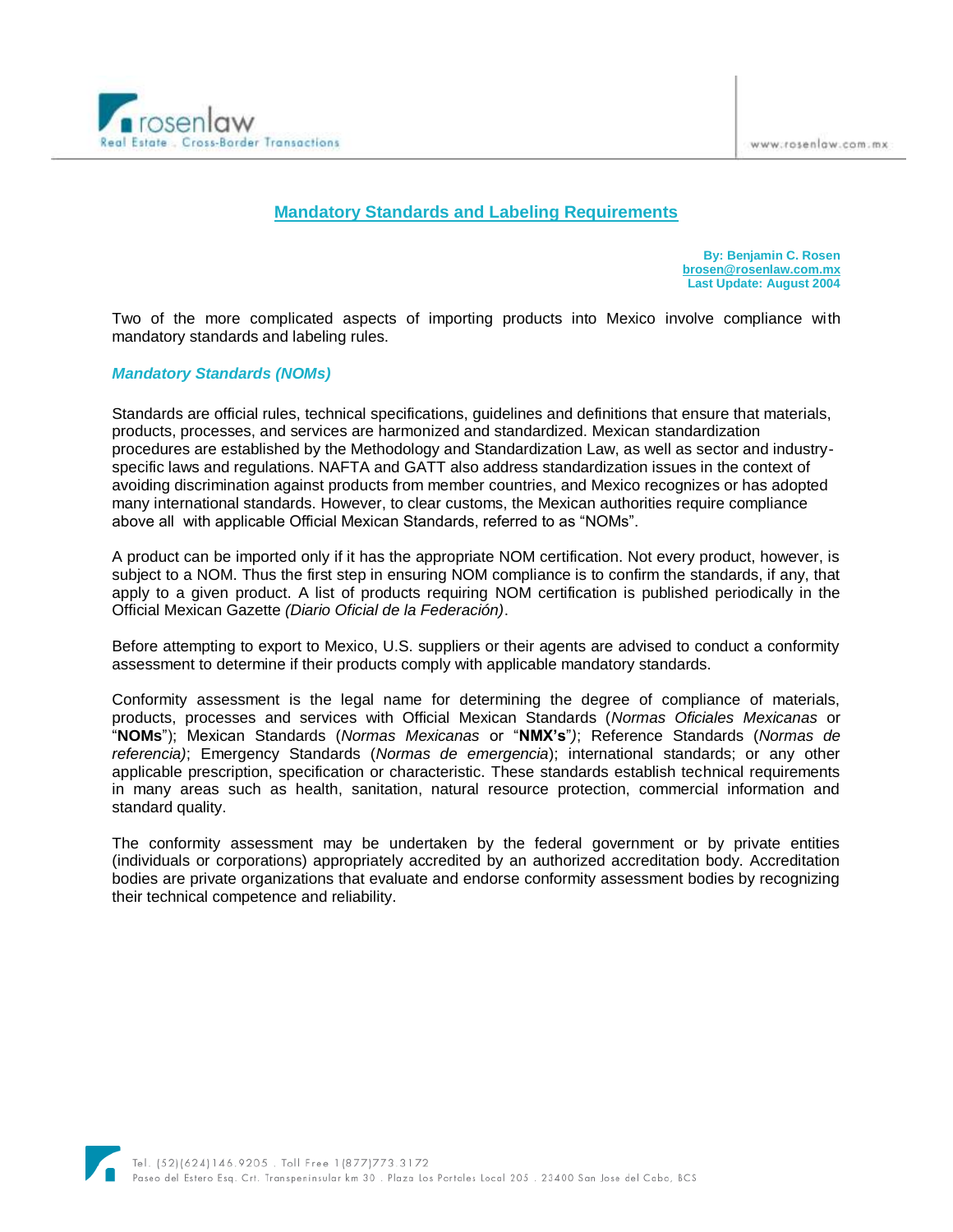# Mandatory Standards and Labeling Requirements

**By: Benjamin C. Rosen**
**brosen@rosenlaw.com.mx**
**Last Update: August 2004**

Two of the more complicated aspects of importing products into Mexico involve compliance with mandatory standards and labeling rules.

## *Mandatory Standards (NOMs)*

Standards are official rules, technical specifications, guidelines and definitions that ensure that materials, products, processes, and services are harmonized and standardized. Mexican standardization procedures are established by the Methodology and Standardization Law, as well as sector and industry-specific laws and regulations. NAFTA and GATT also address standardization issues in the context of avoiding discrimination against products from member countries, and Mexico recognizes or has adopted many international standards. However, to clear customs, the Mexican authorities require compliance above all with applicable Official Mexican Standards, referred to as "NOMs".

A product can be imported only if it has the appropriate NOM certification. Not every product, however, is subject to a NOM. Thus the first step in ensuring NOM compliance is to confirm the standards, if any, that apply to a given product. A list of products requiring NOM certification is published periodically in the Official Mexican Gazette *(Diario Oficial de la Federación)*.

Before attempting to export to Mexico, U.S. suppliers or their agents are advised to conduct a conformity assessment to determine if their products comply with applicable mandatory standards.

Conformity assessment is the legal name for determining the degree of compliance of materials, products, processes and services with Official Mexican Standards (*Normas Oficiales Mexicanas* or "**NOMs**"); Mexican Standards (*Normas Mexicanas* or "**NMX's**"); Reference Standards (*Normas de referencia)*; Emergency Standards (*Normas de emergencia*); international standards; or any other applicable prescription, specification or characteristic. These standards establish technical requirements in many areas such as health, sanitation, natural resource protection, commercial information and standard quality.

The conformity assessment may be undertaken by the federal government or by private entities (individuals or corporations) appropriately accredited by an authorized accreditation body. Accreditation bodies are private organizations that evaluate and endorse conformity assessment bodies by recognizing their technical competence and reliability.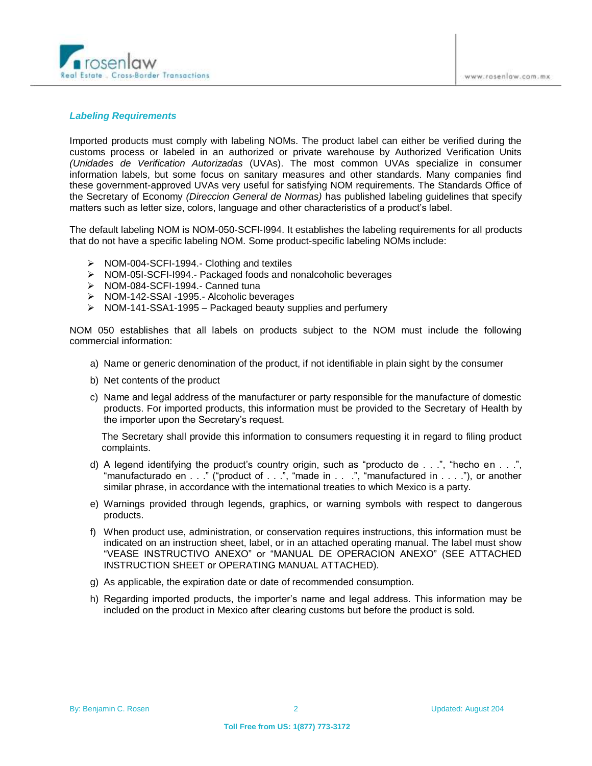### *Labeling Requirements*

Imported products must comply with labeling NOMs. The product label can either be verified during the customs process or labeled in an authorized or private warehouse by Authorized Verification Units *(Unidades de Verification Autorizadas* (UVAs). The most common UVAs specialize in consumer information labels, but some focus on sanitary measures and other standards. Many companies find these government-approved UVAs very useful for satisfying NOM requirements. The Standards Office of the Secretary of Economy *(Direccion General de Normas)* has published labeling guidelines that specify matters such as letter size, colors, language and other characteristics of a product's label.

The default labeling NOM is NOM-050-SCFI-I994. It establishes the labeling requirements for all products that do not have a specific labeling NOM. Some product-specific labeling NOMs include:

- NOM-004-SCFI-1994.- Clothing and textiles
- NOM-05I-SCFI-I994.- Packaged foods and nonalcoholic beverages
- NOM-084-SCFI-1994.- Canned tuna
- NOM-142-SSAI -1995.- Alcoholic beverages
- NOM-141-SSA1-1995 – Packaged beauty supplies and perfumery

NOM 050 establishes that all labels on products subject to the NOM must include the following commercial information:

a) Name or generic denomination of the product, if not identifiable in plain sight by the consumer

b) Net contents of the product

c) Name and legal address of the manufacturer or party responsible for the manufacture of domestic products. For imported products, this information must be provided to the Secretary of Health by the importer upon the Secretary's request.

   The Secretary shall provide this information to consumers requesting it in regard to filing product complaints.

d) A legend identifying the product's country origin, such as "producto de . . .", "hecho en . . .", "manufacturado en . . ." ("product of . . .", "made in . . .", "manufactured in . . . ."), or another similar phrase, in accordance with the international treaties to which Mexico is a party.

e) Warnings provided through legends, graphics, or warning symbols with respect to dangerous products.

f) When product use, administration, or conservation requires instructions, this information must be indicated on an instruction sheet, label, or in an attached operating manual. The label must show "VEASE INSTRUCTIVO ANEXO" or "MANUAL DE OPERACION ANEXO" (SEE ATTACHED INSTRUCTION SHEET or OPERATING MANUAL ATTACHED).

g) As applicable, the expiration date or date of recommended consumption.

h) Regarding imported products, the importer's name and legal address. This information may be included on the product in Mexico after clearing customs but before the product is sold.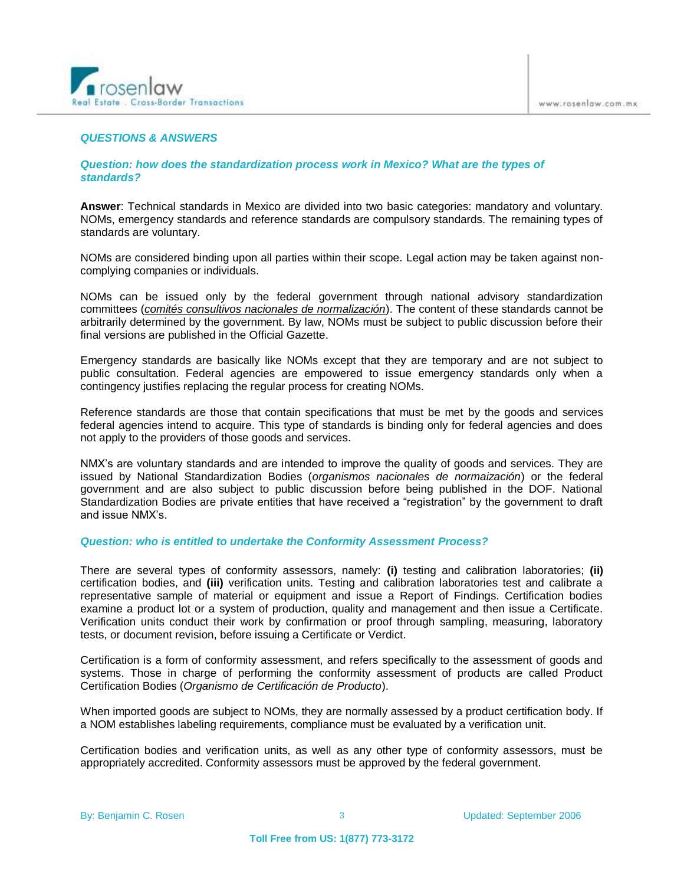## *QUESTIONS & ANSWERS*

### *Question: how does the standardization process work in Mexico? What are the types of standards?*

**Answer**: Technical standards in Mexico are divided into two basic categories: mandatory and voluntary. NOMs, emergency standards and reference standards are compulsory standards. The remaining types of standards are voluntary.

NOMs are considered binding upon all parties within their scope. Legal action may be taken against non-complying companies or individuals.

NOMs can be issued only by the federal government through national advisory standardization committees (*comités consultivos nacionales de normalización*). The content of these standards cannot be arbitrarily determined by the government. By law, NOMs must be subject to public discussion before their final versions are published in the Official Gazette.

Emergency standards are basically like NOMs except that they are temporary and are not subject to public consultation. Federal agencies are empowered to issue emergency standards only when a contingency justifies replacing the regular process for creating NOMs.

Reference standards are those that contain specifications that must be met by the goods and services federal agencies intend to acquire. This type of standards is binding only for federal agencies and does not apply to the providers of those goods and services.

NMX's are voluntary standards and are intended to improve the quality of goods and services. They are issued by National Standardization Bodies (*organismos nacionales de normaización*) or the federal government and are also subject to public discussion before being published in the DOF. National Standardization Bodies are private entities that have received a "registration" by the government to draft and issue NMX's.

### *Question: who is entitled to undertake the Conformity Assessment Process?*

There are several types of conformity assessors, namely: **(i)** testing and calibration laboratories; **(ii)** certification bodies, and **(iii)** verification units. Testing and calibration laboratories test and calibrate a representative sample of material or equipment and issue a Report of Findings. Certification bodies examine a product lot or a system of production, quality and management and then issue a Certificate. Verification units conduct their work by confirmation or proof through sampling, measuring, laboratory tests, or document revision, before issuing a Certificate or Verdict.

Certification is a form of conformity assessment, and refers specifically to the assessment of goods and systems. Those in charge of performing the conformity assessment of products are called Product Certification Bodies (*Organismo de Certificación de Producto*).

When imported goods are subject to NOMs, they are normally assessed by a product certification body. If a NOM establishes labeling requirements, compliance must be evaluated by a verification unit.

Certification bodies and verification units, as well as any other type of conformity assessors, must be appropriately accredited. Conformity assessors must be approved by the federal government.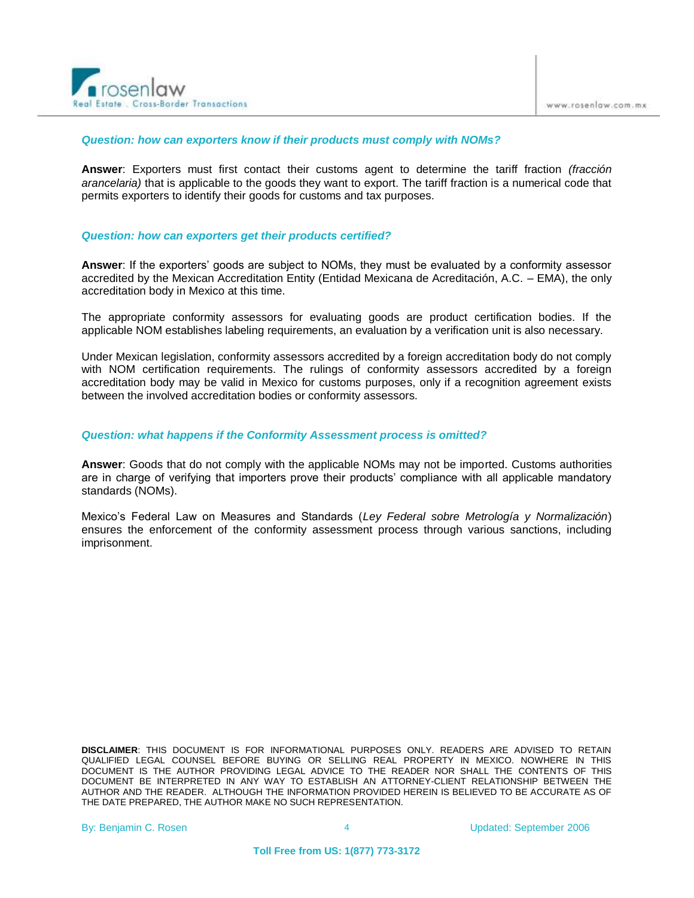***Question: how can exporters know if their products must comply with NOMs?***

**Answer**: Exporters must first contact their customs agent to determine the tariff fraction *(fracción arancelaria)* that is applicable to the goods they want to export. The tariff fraction is a numerical code that permits exporters to identify their goods for customs and tax purposes.

***Question: how can exporters get their products certified?***

**Answer**: If the exporters' goods are subject to NOMs, they must be evaluated by a conformity assessor accredited by the Mexican Accreditation Entity (Entidad Mexicana de Acreditación, A.C. – EMA), the only accreditation body in Mexico at this time.

The appropriate conformity assessors for evaluating goods are product certification bodies. If the applicable NOM establishes labeling requirements, an evaluation by a verification unit is also necessary.

Under Mexican legislation, conformity assessors accredited by a foreign accreditation body do not comply with NOM certification requirements. The rulings of conformity assessors accredited by a foreign accreditation body may be valid in Mexico for customs purposes, only if a recognition agreement exists between the involved accreditation bodies or conformity assessors.

***Question: what happens if the Conformity Assessment process is omitted?***

**Answer**: Goods that do not comply with the applicable NOMs may not be imported. Customs authorities are in charge of verifying that importers prove their products' compliance with all applicable mandatory standards (NOMs).

Mexico's Federal Law on Measures and Standards (*Ley Federal sobre Metrología y Normalización*) ensures the enforcement of the conformity assessment process through various sanctions, including imprisonment.

**DISCLAIMER**: THIS DOCUMENT IS FOR INFORMATIONAL PURPOSES ONLY. READERS ARE ADVISED TO RETAIN QUALIFIED LEGAL COUNSEL BEFORE BUYING OR SELLING REAL PROPERTY IN MEXICO. NOWHERE IN THIS DOCUMENT IS THE AUTHOR PROVIDING LEGAL ADVICE TO THE READER NOR SHALL THE CONTENTS OF THIS DOCUMENT BE INTERPRETED IN ANY WAY TO ESTABLISH AN ATTORNEY-CLIENT RELATIONSHIP BETWEEN THE AUTHOR AND THE READER. ALTHOUGH THE INFORMATION PROVIDED HEREIN IS BELIEVED TO BE ACCURATE AS OF THE DATE PREPARED, THE AUTHOR MAKE NO SUCH REPRESENTATION.